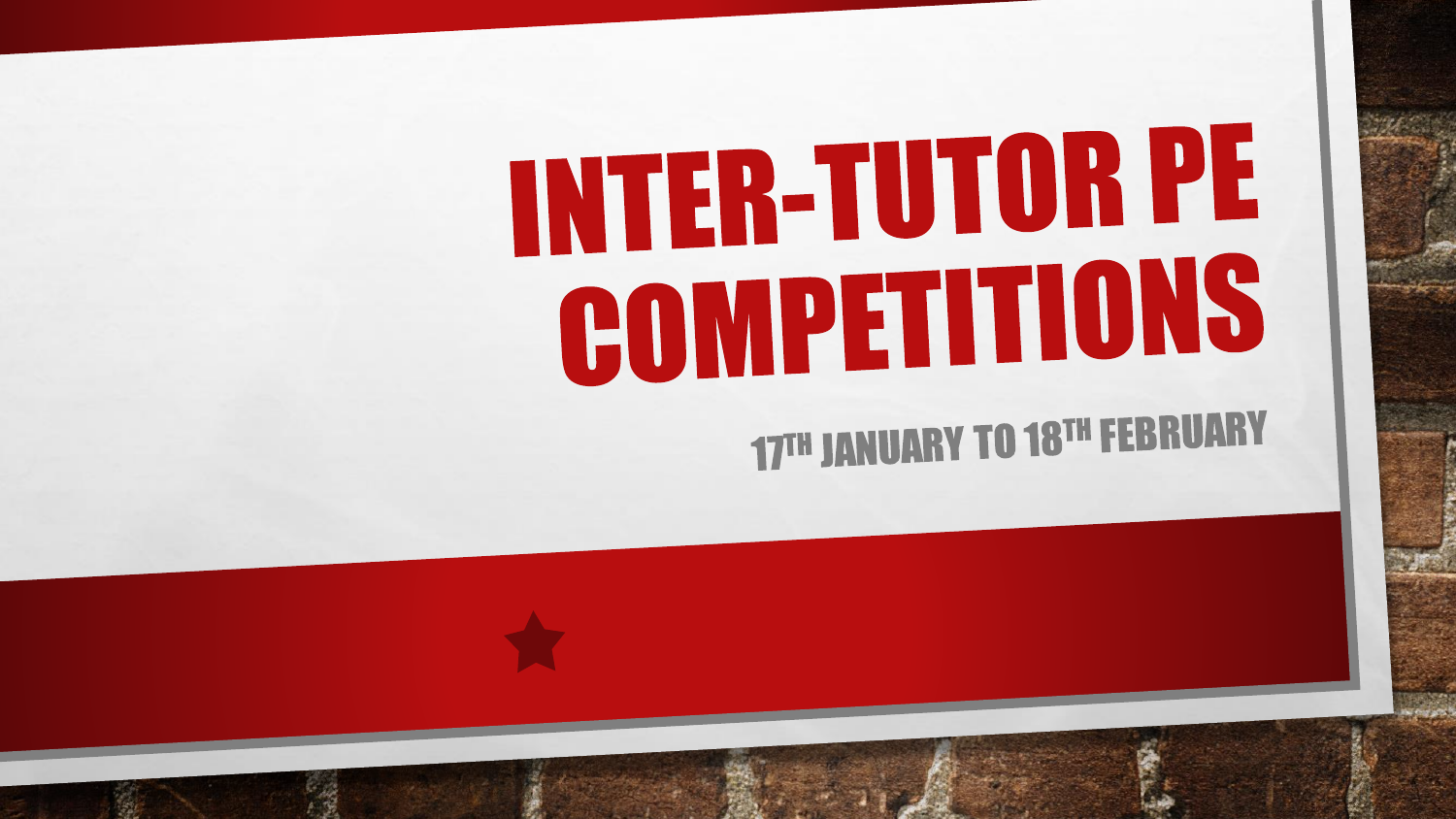# INTER-TUTOR PE COMPETITIONS

17TH JANUARY TO 18TH FEBRUARY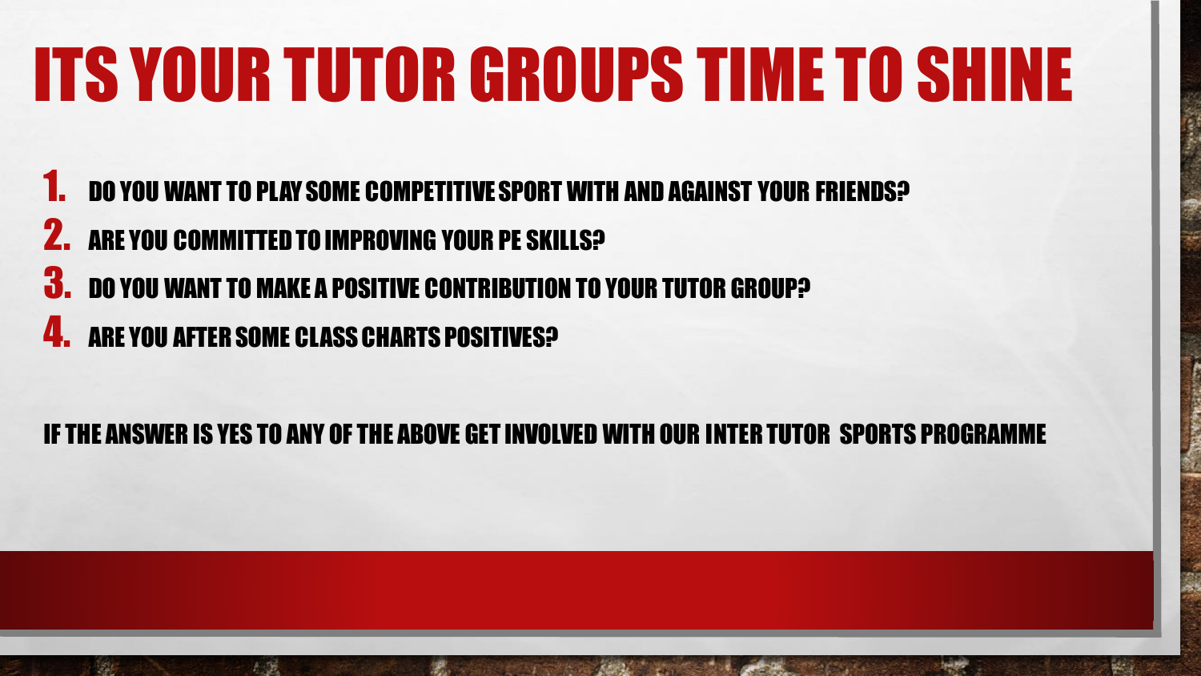# ITS YOUR TUTOR GROUPS TIME TO SHINE

1. DO YOU WANT TO PLAY SOME COMPETITIVE SPORT WITH AND AGAINST YOUR FRIENDS?
2. ARE YOU COMMITTED TO IMPROVING YOUR PE SKILLS?
3. DO YOU WANT TO MAKE A POSITIVE CONTRIBUTION TO YOUR TUTOR GROUP?
4. ARE YOU AFTER SOME CLASS CHARTS POSITIVES?

IF THE ANSWER IS YES TO ANY OF THE ABOVE GET INVOLVED WITH OUR INTER TUTOR SPORTS PROGRAMME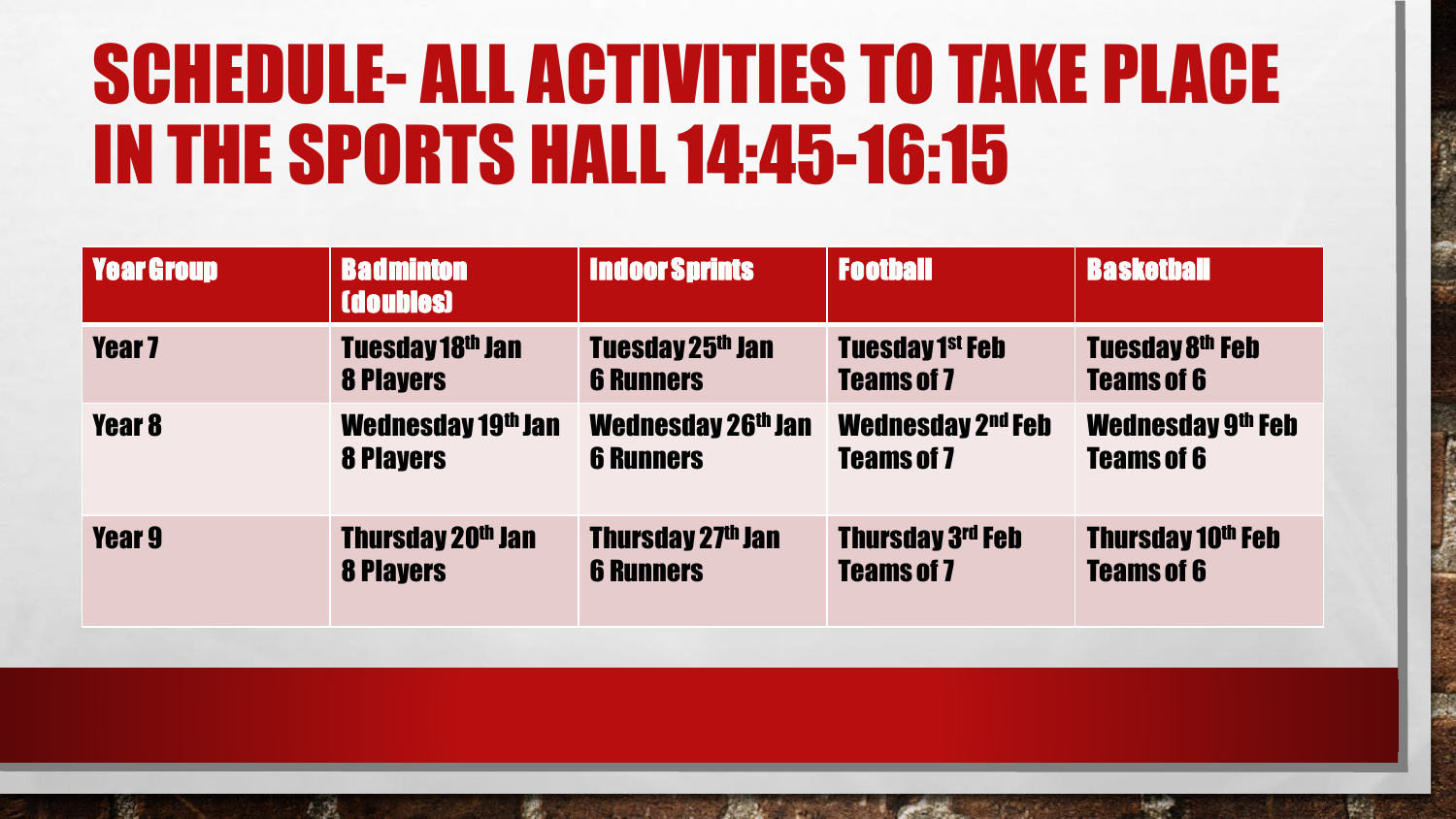# SCHEDULE- ALL ACTIVITIES TO TAKE PLACE IN THE SPORTS HALL 14:45-16:15

| Year Group | Badminton (doubles) | Indoor Sprints | Football | Basketball |
|---|---|---|---|---|
| Year 7 | Tuesday 18th Jan<br>8 Players | Tuesday 25th Jan<br>6 Runners | Tuesday 1st Feb<br>Teams of 7 | Tuesday 8th Feb<br>Teams of 6 |
| Year 8 | Wednesday 19th Jan<br>8 Players | Wednesday 26th Jan<br>6 Runners | Wednesday 2nd Feb<br>Teams of 7 | Wednesday 9th Feb<br>Teams of 6 |
| Year 9 | Thursday 20th Jan<br>8 Players | Thursday 27th Jan<br>6 Runners | Thursday 3rd Feb<br>Teams of 7 | Thursday 10th Feb<br>Teams of 6 |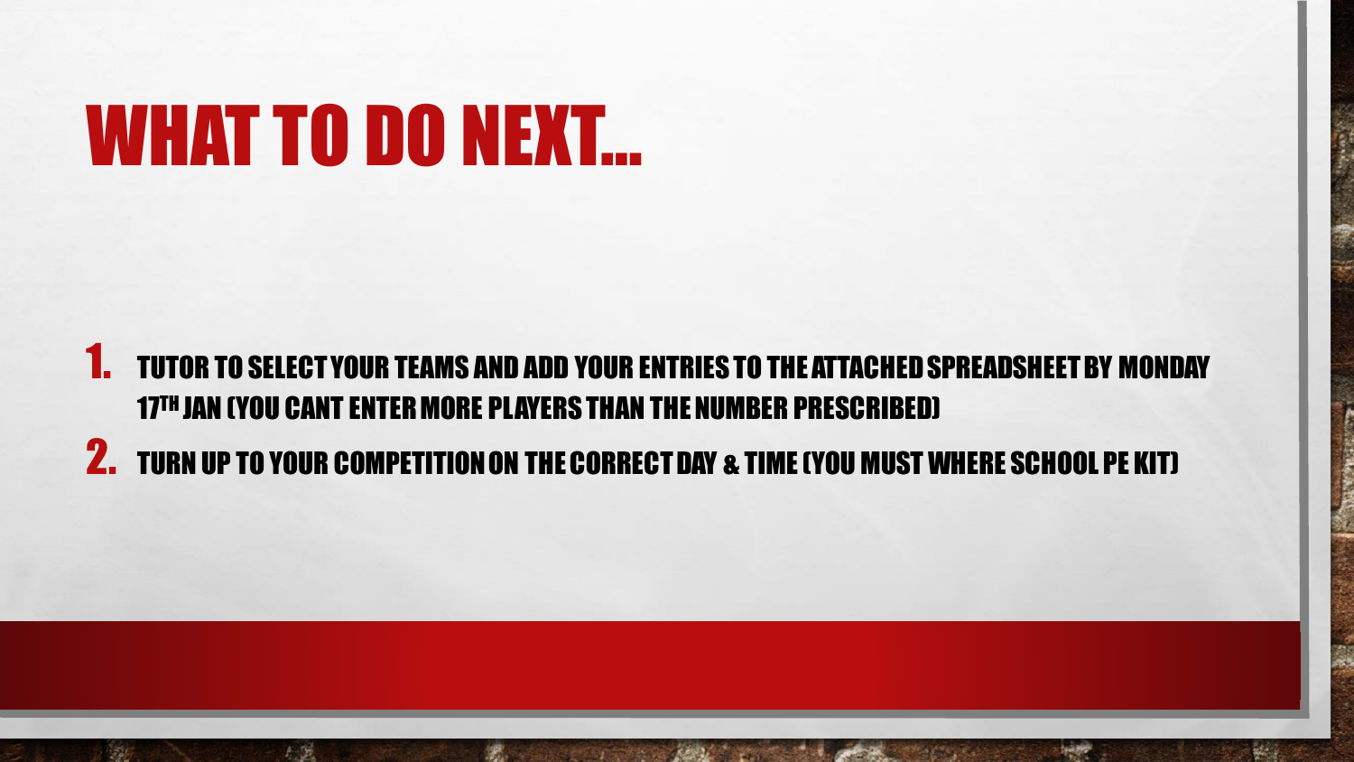# WHAT TO DO NEXT…

1. TUTOR TO SELECT YOUR TEAMS AND ADD YOUR ENTRIES TO THE ATTACHED SPREADSHEET BY MONDAY 17TH JAN (YOU CANT ENTER MORE PLAYERS THAN THE NUMBER PRESCRIBED)
2. TURN UP TO YOUR COMPETITION ON THE CORRECT DAY & TIME (YOU MUST WHERE SCHOOL PE KIT)